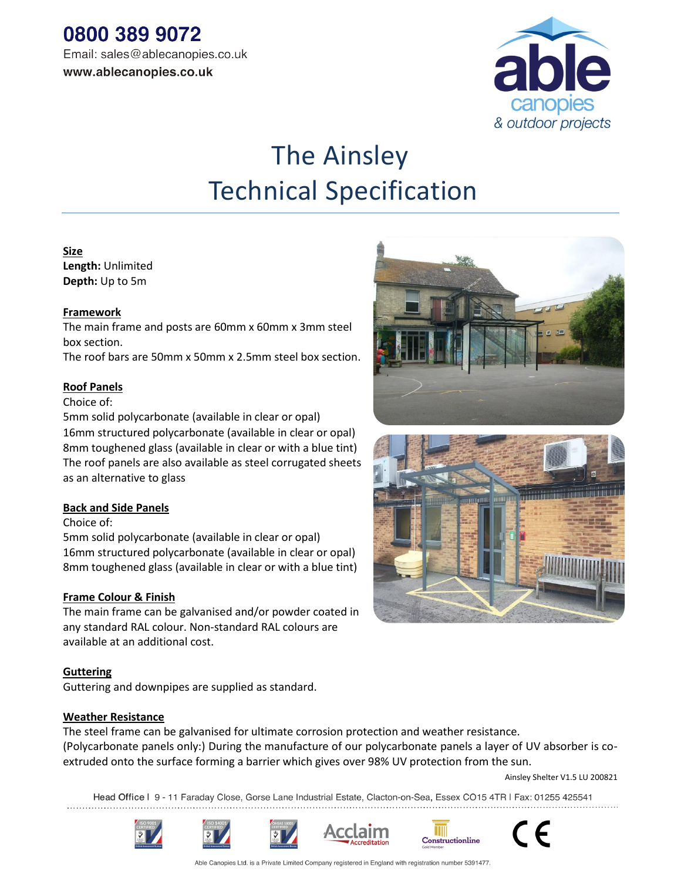0800 389 9072

Email: sales@ablecanopies.co.uk

www.ablecanopies.co.uk

# The Ainsley Technical Specification

**Size**

**Length:** Unlimited
**Depth:** Up to 5m

**Framework**

The main frame and posts are 60mm x 60mm x 3mm steel box section.
The roof bars are 50mm x 50mm x 2.5mm steel box section.

**Roof Panels**

Choice of:
5mm solid polycarbonate (available in clear or opal)
16mm structured polycarbonate (available in clear or opal)
8mm toughened glass (available in clear or with a blue tint)
The roof panels are also available as steel corrugated sheets as an alternative to glass

**Back and Side Panels**

Choice of:
5mm solid polycarbonate (available in clear or opal)
16mm structured polycarbonate (available in clear or opal)
8mm toughened glass (available in clear or with a blue tint)

**Frame Colour & Finish**

The main frame can be galvanised and/or powder coated in any standard RAL colour. Non-standard RAL colours are available at an additional cost.

**Guttering**

Guttering and downpipes are supplied as standard.

**Weather Resistance**

The steel frame can be galvanised for ultimate corrosion protection and weather resistance.
(Polycarbonate panels only:) During the manufacture of our polycarbonate panels a layer of UV absorber is co-extruded onto the surface forming a barrier which gives over 98% UV protection from the sun.

Ainsley Shelter V1.5 LU 200821

Head Office | 9 - 11 Faraday Close, Gorse Lane Industrial Estate, Clacton-on-Sea, Essex CO15 4TR | Fax: 01255 425541

Able Canopies Ltd. is a Private Limited Company registered in England with registration number 5391477.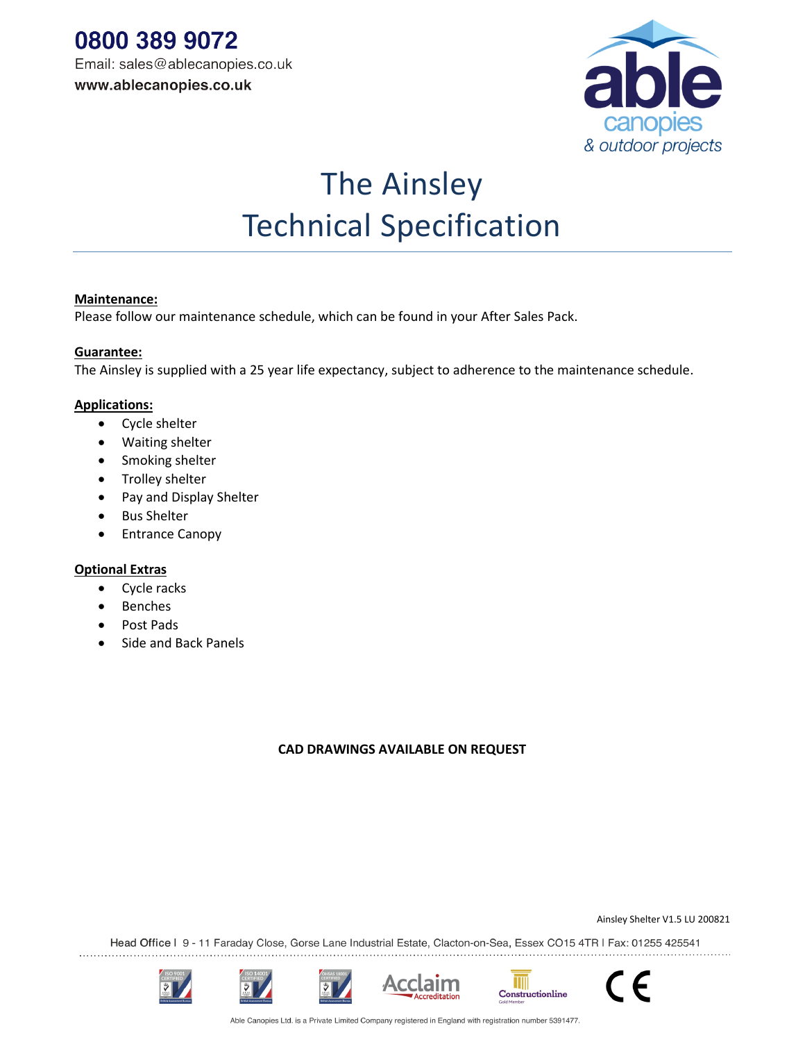0800 389 9072

Email: sales@ablecanopies.co.uk

www.ablecanopies.co.uk

# The Ainsley
# Technical Specification

**Maintenance:**

Please follow our maintenance schedule, which can be found in your After Sales Pack.

**Guarantee:**

The Ainsley is supplied with a 25 year life expectancy, subject to adherence to the maintenance schedule.

**Applications:**

- Cycle shelter
- Waiting shelter
- Smoking shelter
- Trolley shelter
- Pay and Display Shelter
- Bus Shelter
- Entrance Canopy

**Optional Extras**

- Cycle racks
- Benches
- Post Pads
- Side and Back Panels

**CAD DRAWINGS AVAILABLE ON REQUEST**

Ainsley Shelter V1.5 LU 200821

Head Office | 9 - 11 Faraday Close, Gorse Lane Industrial Estate, Clacton-on-Sea, Essex CO15 4TR | Fax: 01255 425541

Able Canopies Ltd. is a Private Limited Company registered in England with registration number 5391477.